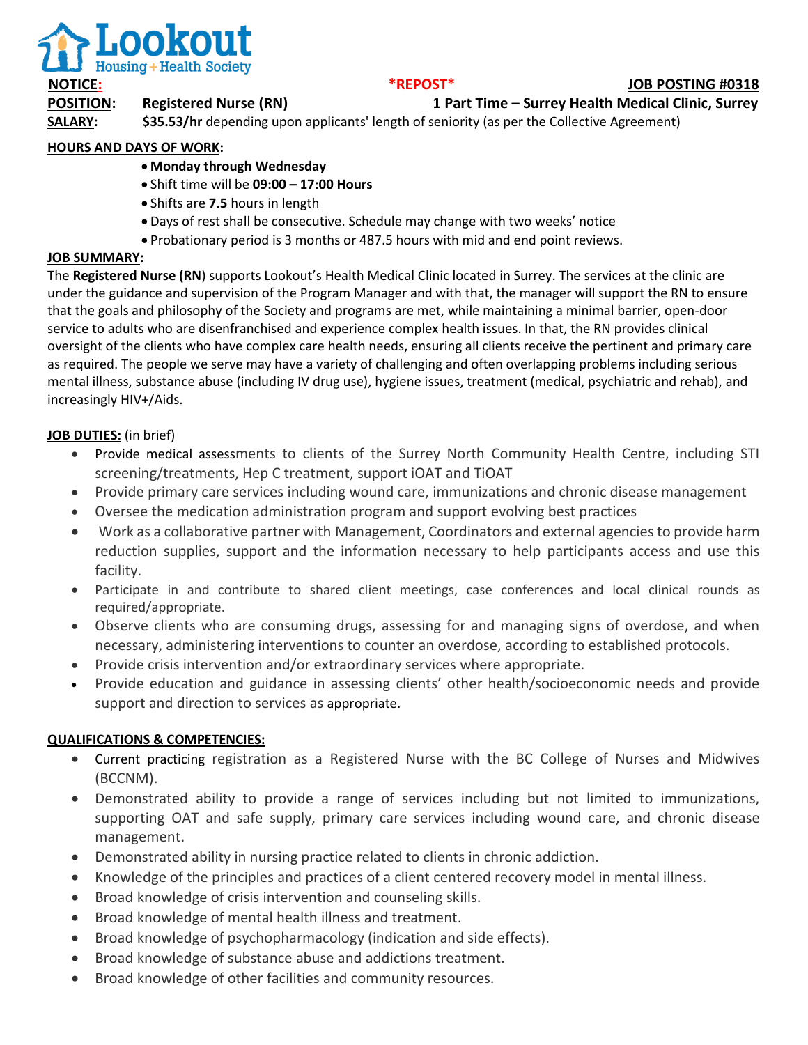**Lookout**
Housing + Health Society

**NOTICE:** **\*REPOST\*** **JOB POSTING #0318**

**POSITION:** **Registered Nurse (RN)** **1 Part Time – Surrey Health Medical Clinic, Surrey**

**SALARY:** **$35.53/hr** depending upon applicants' length of seniority (as per the Collective Agreement)

**HOURS AND DAYS OF WORK:**

- **Monday through Wednesday**
- Shift time will be **09:00 – 17:00 Hours**
- Shifts are **7.5** hours in length
- Days of rest shall be consecutive. Schedule may change with two weeks' notice
- Probationary period is 3 months or 487.5 hours with mid and end point reviews.

**JOB SUMMARY:**

The **Registered Nurse (RN**) supports Lookout's Health Medical Clinic located in Surrey. The services at the clinic are under the guidance and supervision of the Program Manager and with that, the manager will support the RN to ensure that the goals and philosophy of the Society and programs are met, while maintaining a minimal barrier, open-door service to adults who are disenfranchised and experience complex health issues. In that, the RN provides clinical oversight of the clients who have complex care health needs, ensuring all clients receive the pertinent and primary care as required. The people we serve may have a variety of challenging and often overlapping problems including serious mental illness, substance abuse (including IV drug use), hygiene issues, treatment (medical, psychiatric and rehab), and increasingly HIV+/Aids.

**JOB DUTIES:** (in brief)

- Provide medical assessments to clients of the Surrey North Community Health Centre, including STI screening/treatments, Hep C treatment, support iOAT and TiOAT
- Provide primary care services including wound care, immunizations and chronic disease management
- Oversee the medication administration program and support evolving best practices
- Work as a collaborative partner with Management, Coordinators and external agencies to provide harm reduction supplies, support and the information necessary to help participants access and use this facility.
- Participate in and contribute to shared client meetings, case conferences and local clinical rounds as required/appropriate.
- Observe clients who are consuming drugs, assessing for and managing signs of overdose, and when necessary, administering interventions to counter an overdose, according to established protocols.
- Provide crisis intervention and/or extraordinary services where appropriate.
- Provide education and guidance in assessing clients' other health/socioeconomic needs and provide support and direction to services as appropriate.

**QUALIFICATIONS & COMPETENCIES:**

- Current practicing registration as a Registered Nurse with the BC College of Nurses and Midwives (BCCNM).
- Demonstrated ability to provide a range of services including but not limited to immunizations, supporting OAT and safe supply, primary care services including wound care, and chronic disease management.
- Demonstrated ability in nursing practice related to clients in chronic addiction.
- Knowledge of the principles and practices of a client centered recovery model in mental illness.
- Broad knowledge of crisis intervention and counseling skills.
- Broad knowledge of mental health illness and treatment.
- Broad knowledge of psychopharmacology (indication and side effects).
- Broad knowledge of substance abuse and addictions treatment.
- Broad knowledge of other facilities and community resources.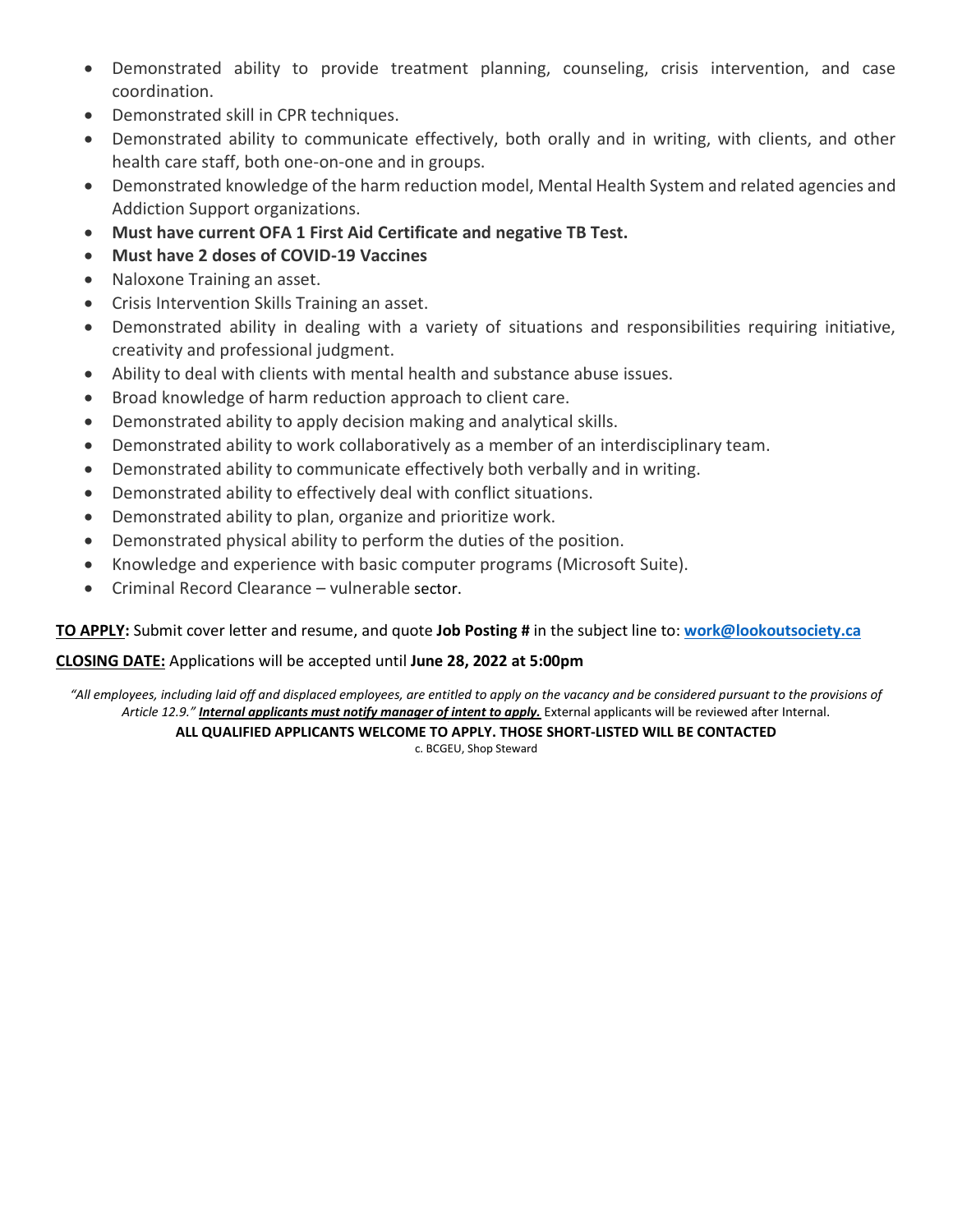- Demonstrated ability to provide treatment planning, counseling, crisis intervention, and case coordination.
- Demonstrated skill in CPR techniques.
- Demonstrated ability to communicate effectively, both orally and in writing, with clients, and other health care staff, both one-on-one and in groups.
- Demonstrated knowledge of the harm reduction model, Mental Health System and related agencies and Addiction Support organizations.
- **Must have current OFA 1 First Aid Certificate and negative TB Test.**
- **Must have 2 doses of COVID-19 Vaccines**
- Naloxone Training an asset.
- Crisis Intervention Skills Training an asset.
- Demonstrated ability in dealing with a variety of situations and responsibilities requiring initiative, creativity and professional judgment.
- Ability to deal with clients with mental health and substance abuse issues.
- Broad knowledge of harm reduction approach to client care.
- Demonstrated ability to apply decision making and analytical skills.
- Demonstrated ability to work collaboratively as a member of an interdisciplinary team.
- Demonstrated ability to communicate effectively both verbally and in writing.
- Demonstrated ability to effectively deal with conflict situations.
- Demonstrated ability to plan, organize and prioritize work.
- Demonstrated physical ability to perform the duties of the position.
- Knowledge and experience with basic computer programs (Microsoft Suite).
- Criminal Record Clearance – vulnerable sector.

**TO APPLY:** Submit cover letter and resume, and quote **Job Posting #** in the subject line to: **work@lookoutsociety.ca**

**CLOSING DATE:** Applications will be accepted until **June 28, 2022 at 5:00pm**

*"All employees, including laid off and displaced employees, are entitled to apply on the vacancy and be considered pursuant to the provisions of Article 12.9."* ***Internal applicants must notify manager of intent to apply.*** External applicants will be reviewed after Internal.

**ALL QUALIFIED APPLICANTS WELCOME TO APPLY. THOSE SHORT-LISTED WILL BE CONTACTED**

c. BCGEU, Shop Steward